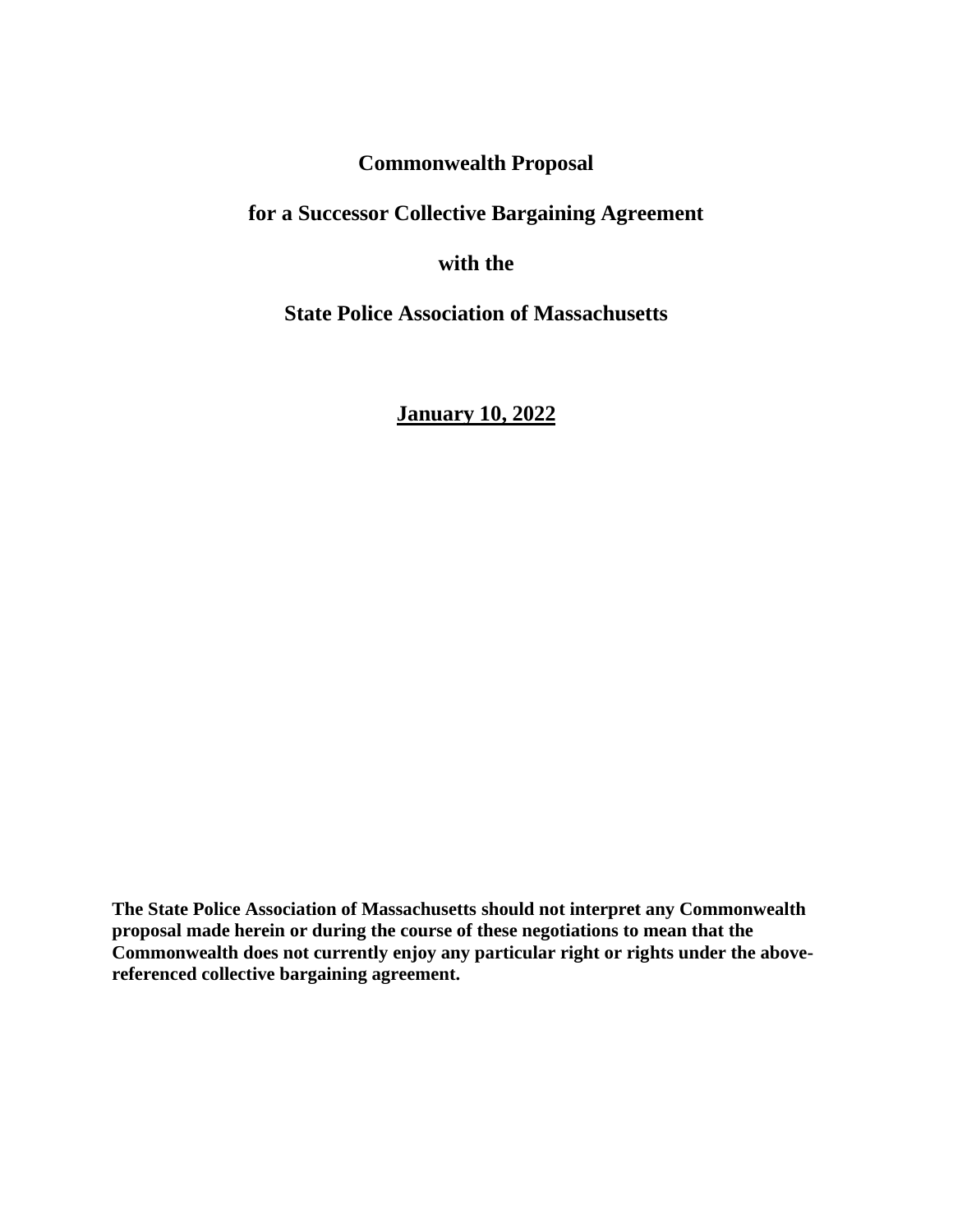# Commonwealth Proposal

# for a Successor Collective Bargaining Agreement

# with the

# State Police Association of Massachusetts

**<u>January 10, 2022</u>**

**The State Police Association of Massachusetts should not interpret any Commonwealth proposal made herein or during the course of these negotiations to mean that the Commonwealth does not currently enjoy any particular right or rights under the above-referenced collective bargaining agreement.**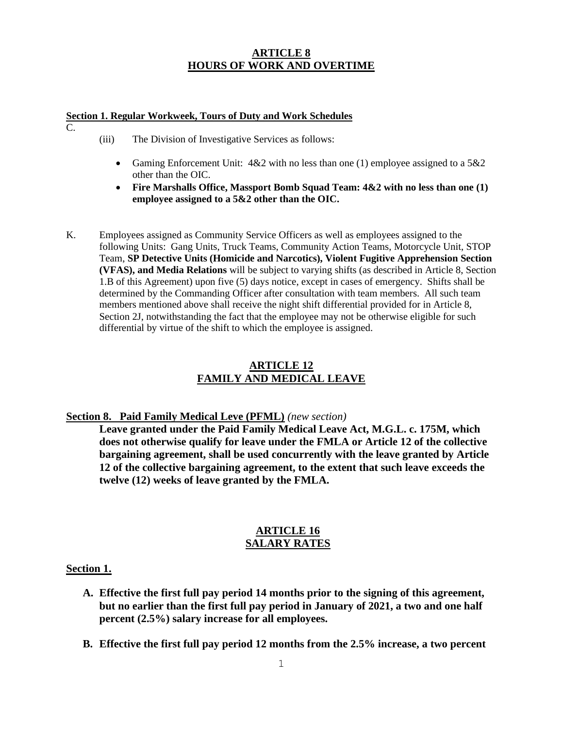## ARTICLE 8
## HOURS OF WORK AND OVERTIME

**Section 1. Regular Workweek, Tours of Duty and Work Schedules**

C.

(iii) The Division of Investigative Services as follows:

- Gaming Enforcement Unit: 4&2 with no less than one (1) employee assigned to a 5&2 other than the OIC.
- **Fire Marshalls Office, Massport Bomb Squad Team: 4&2 with no less than one (1) employee assigned to a 5&2 other than the OIC.**

K. Employees assigned as Community Service Officers as well as employees assigned to the following Units: Gang Units, Truck Teams, Community Action Teams, Motorcycle Unit, STOP Team, **SP Detective Units (Homicide and Narcotics), Violent Fugitive Apprehension Section (VFAS), and Media Relations** will be subject to varying shifts (as described in Article 8, Section 1.B of this Agreement) upon five (5) days notice, except in cases of emergency. Shifts shall be determined by the Commanding Officer after consultation with team members. All such team members mentioned above shall receive the night shift differential provided for in Article 8, Section 2J, notwithstanding the fact that the employee may not be otherwise eligible for such differential by virtue of the shift to which the employee is assigned.

## ARTICLE 12
## FAMILY AND MEDICAL LEAVE

**Section 8. Paid Family Medical Leve (PFML)** *(new section)*

**Leave granted under the Paid Family Medical Leave Act, M.G.L. c. 175M, which does not otherwise qualify for leave under the FMLA or Article 12 of the collective bargaining agreement, shall be used concurrently with the leave granted by Article 12 of the collective bargaining agreement, to the extent that such leave exceeds the twelve (12) weeks of leave granted by the FMLA.**

## ARTICLE 16
## SALARY RATES

**Section 1.**

**A. Effective the first full pay period 14 months prior to the signing of this agreement, but no earlier than the first full pay period in January of 2021, a two and one half percent (2.5%) salary increase for all employees.**

**B. Effective the first full pay period 12 months from the 2.5% increase, a two percent**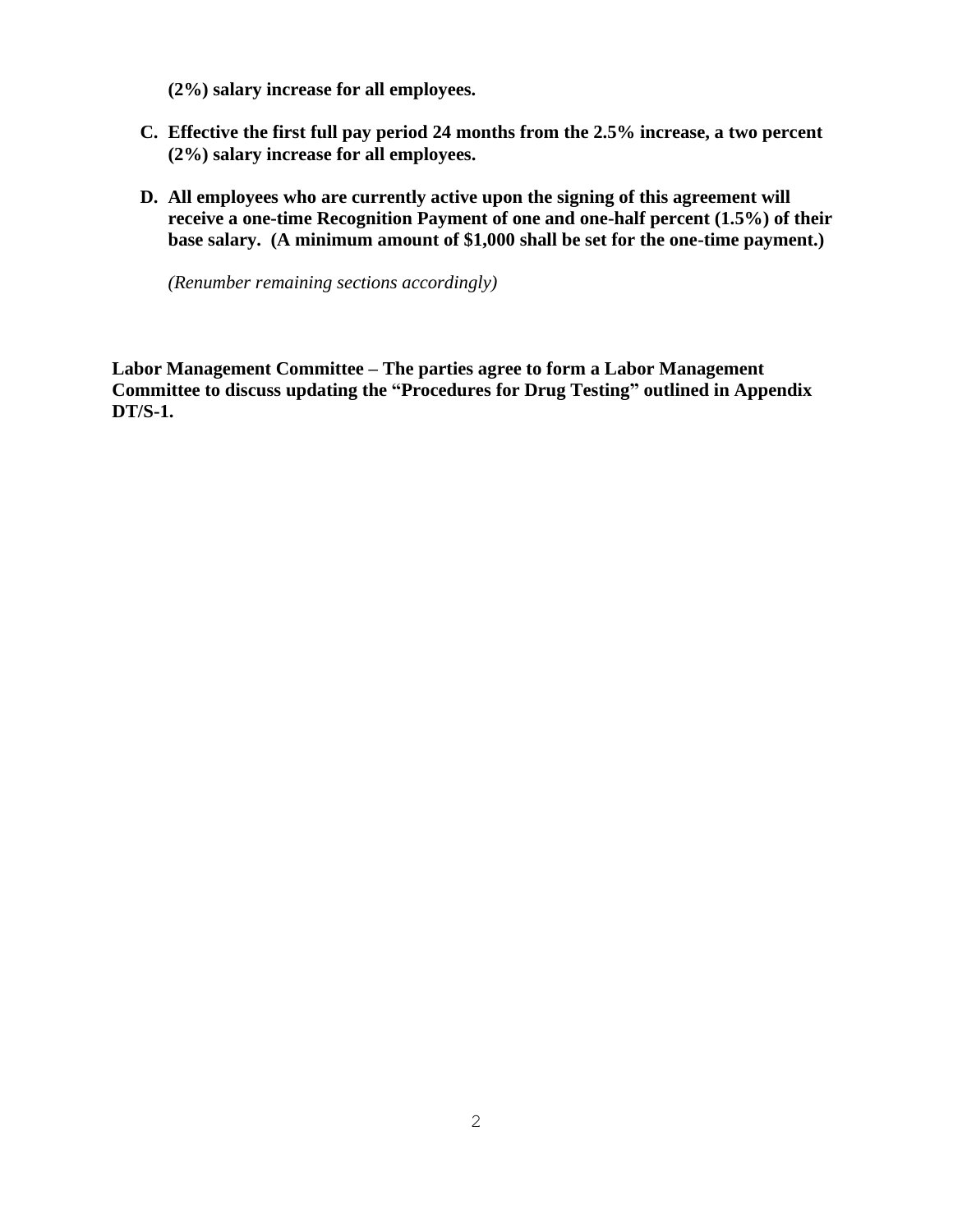**(2%) salary increase for all employees.**

C. **Effective the first full pay period 24 months from the 2.5% increase, a two percent (2%) salary increase for all employees.**

D. **All employees who are currently active upon the signing of this agreement will receive a one-time Recognition Payment of one and one-half percent (1.5%) of their base salary. (A minimum amount of $1,000 shall be set for the one-time payment.)**

*(Renumber remaining sections accordingly)*

**Labor Management Committee – The parties agree to form a Labor Management Committee to discuss updating the "Procedures for Drug Testing" outlined in Appendix DT/S-1.**